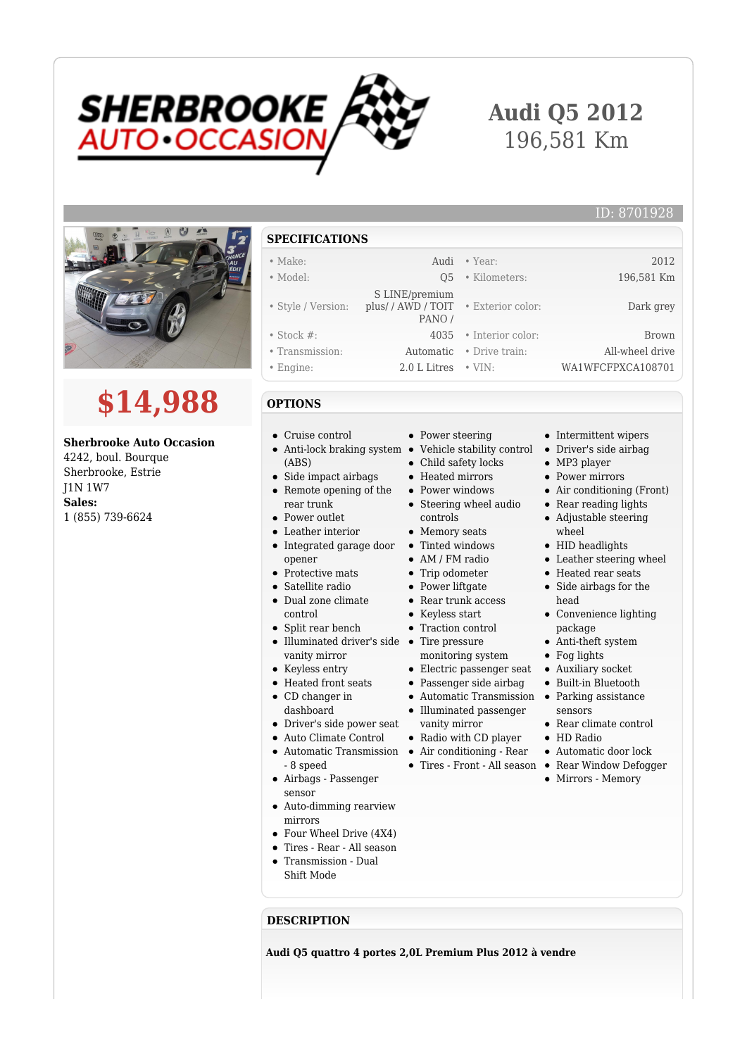# Audi Q5 2012

196,581 Km

ID: 8701928

## $14,988

**Sherbrooke Auto Occasion**
4242, boul. Bourque
Sherbrooke, Estrie
J1N 1W7
**Sales:**
1 (855) 739-6624

## SPECIFICATIONS

| | | | |
|---|---|---|---|
| • Make: | Audi | • Year: | 2012 |
| • Model: | Q5 | • Kilometers: | 196,581 Km |
| • Style / Version: | S LINE/premium plus/ / AWD / TOIT PANO / | • Exterior color: | Dark grey |
| • Stock #: | 4035 | • Interior color: | Brown |
| • Transmission: | Automatic | • Drive train: | All-wheel drive |
| • Engine: | 2.0 L Litres | • VIN: | WA1WFCFPXCA108701 |

## OPTIONS

- Cruise control
- Anti-lock braking system (ABS)
- Side impact airbags
- Remote opening of the rear trunk
- Power outlet
- Leather interior
- Integrated garage door opener
- Protective mats
- Satellite radio
- Dual zone climate control
- Split rear bench
- Illuminated driver's side vanity mirror
- Keyless entry
- Heated front seats
- CD changer in dashboard
- Driver's side power seat
- Auto Climate Control
- Automatic Transmission - 8 speed
- Airbags - Passenger sensor
- Auto-dimming rearview mirrors
- Four Wheel Drive (4X4)
- Tires - Rear - All season
- Transmission - Dual Shift Mode
- Power steering
- Vehicle stability control
- Child safety locks
- Heated mirrors
- Power windows
- Steering wheel audio controls
- Memory seats
- Tinted windows
- AM / FM radio
- Trip odometer
- Power liftgate
- Rear trunk access
- Keyless start
- Traction control
- Tire pressure monitoring system
- Electric passenger seat
- Passenger side airbag
- Automatic Transmission
- Illuminated passenger vanity mirror
- Radio with CD player
- Air conditioning - Rear
- Tires - Front - All season
- Intermittent wipers
- Driver's side airbag
- MP3 player
- Power mirrors
- Air conditioning (Front)
- Rear reading lights
- Adjustable steering wheel
- HID headlights
- Leather steering wheel
- Heated rear seats
- Side airbags for the head
- Convenience lighting package
- Anti-theft system
- Fog lights
- Auxiliary socket
- Built-in Bluetooth
- Parking assistance sensors
- Rear climate control
- HD Radio
- Automatic door lock
- Rear Window Defogger
- Mirrors - Memory

## DESCRIPTION

**Audi Q5 quattro 4 portes 2,0L Premium Plus 2012 à vendre**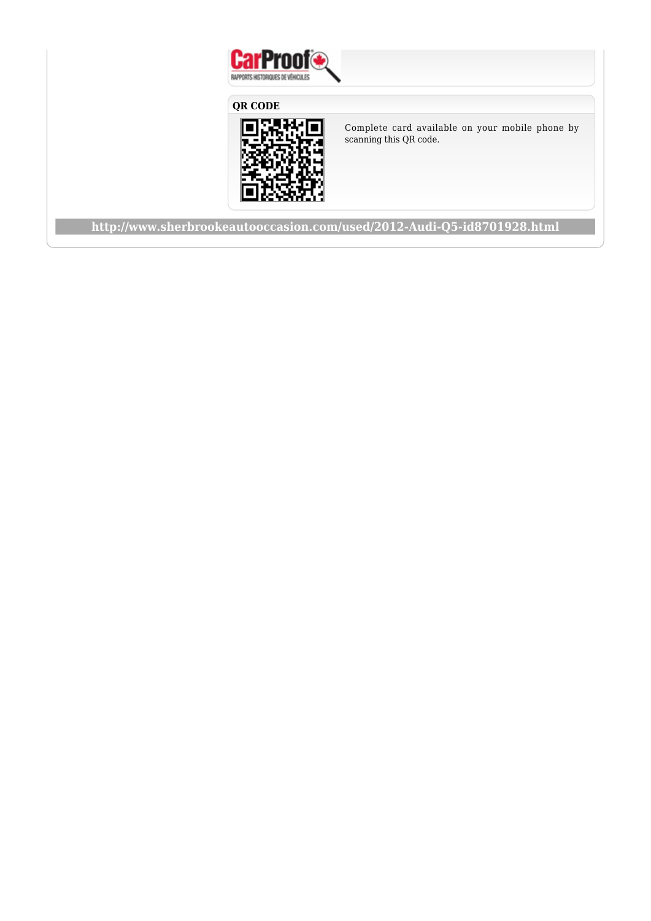CarProof
RAPPORTS HISTORIQUES DE VÉHICULES

### QR CODE

Complete card available on your mobile phone by scanning this QR code.

**http://www.sherbrookeautooccasion.com/used/2012-Audi-Q5-id8701928.html**